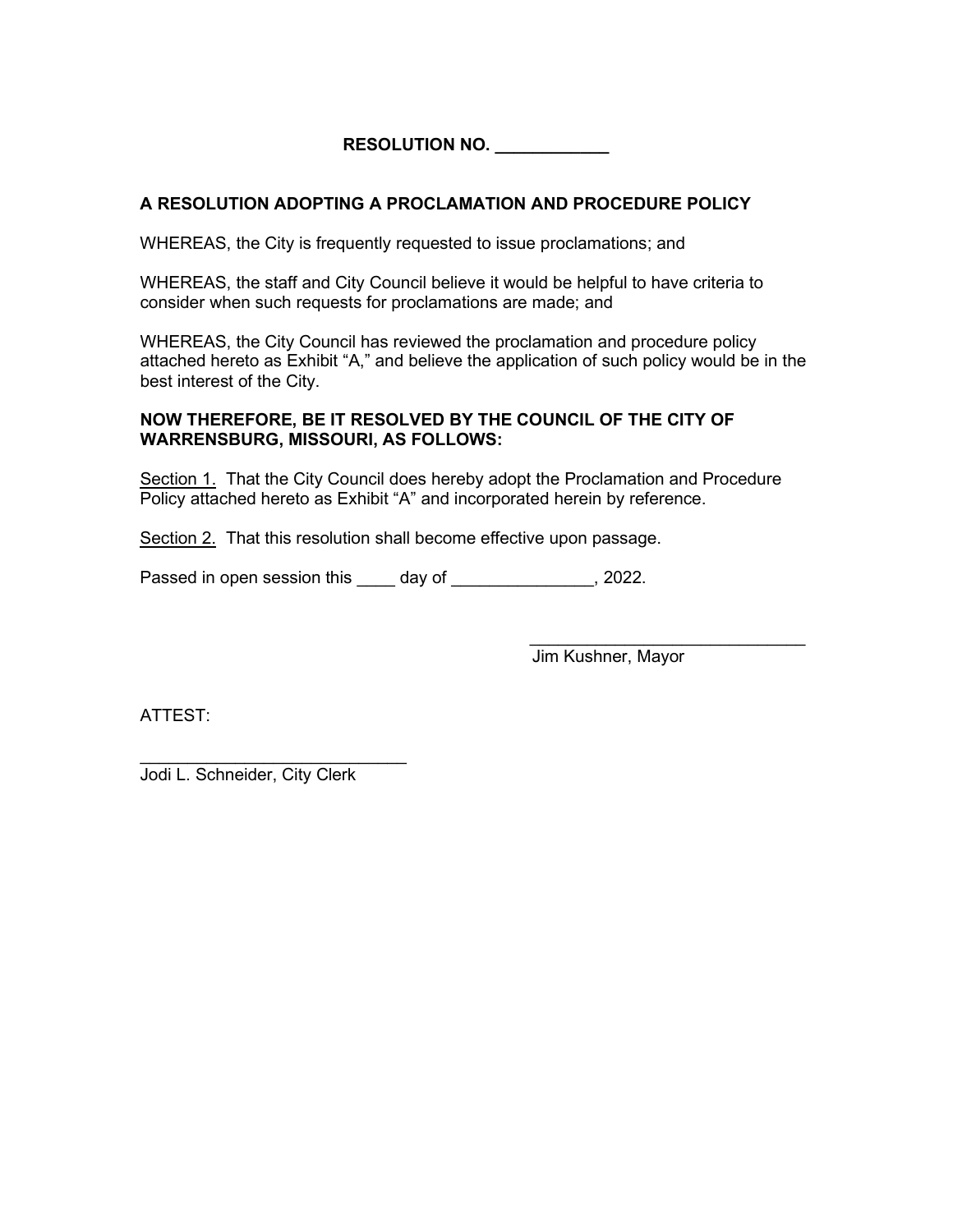# RESOLUTION NO. ____________

## A RESOLUTION ADOPTING A PROCLAMATION AND PROCEDURE POLICY

WHEREAS, the City is frequently requested to issue proclamations; and

WHEREAS, the staff and City Council believe it would be helpful to have criteria to consider when such requests for proclamations are made; and

WHEREAS, the City Council has reviewed the proclamation and procedure policy attached hereto as Exhibit "A," and believe the application of such policy would be in the best interest of the City.

**NOW THEREFORE, BE IT RESOLVED BY THE COUNCIL OF THE CITY OF WARRENSBURG, MISSOURI, AS FOLLOWS:**

Section 1. That the City Council does hereby adopt the Proclamation and Procedure Policy attached hereto as Exhibit "A" and incorporated herein by reference.

Section 2. That this resolution shall become effective upon passage.

Passed in open session this ____ day of _______________, 2022.

_____________________________
Jim Kushner, Mayor

ATTEST:

_____________________________
Jodi L. Schneider, City Clerk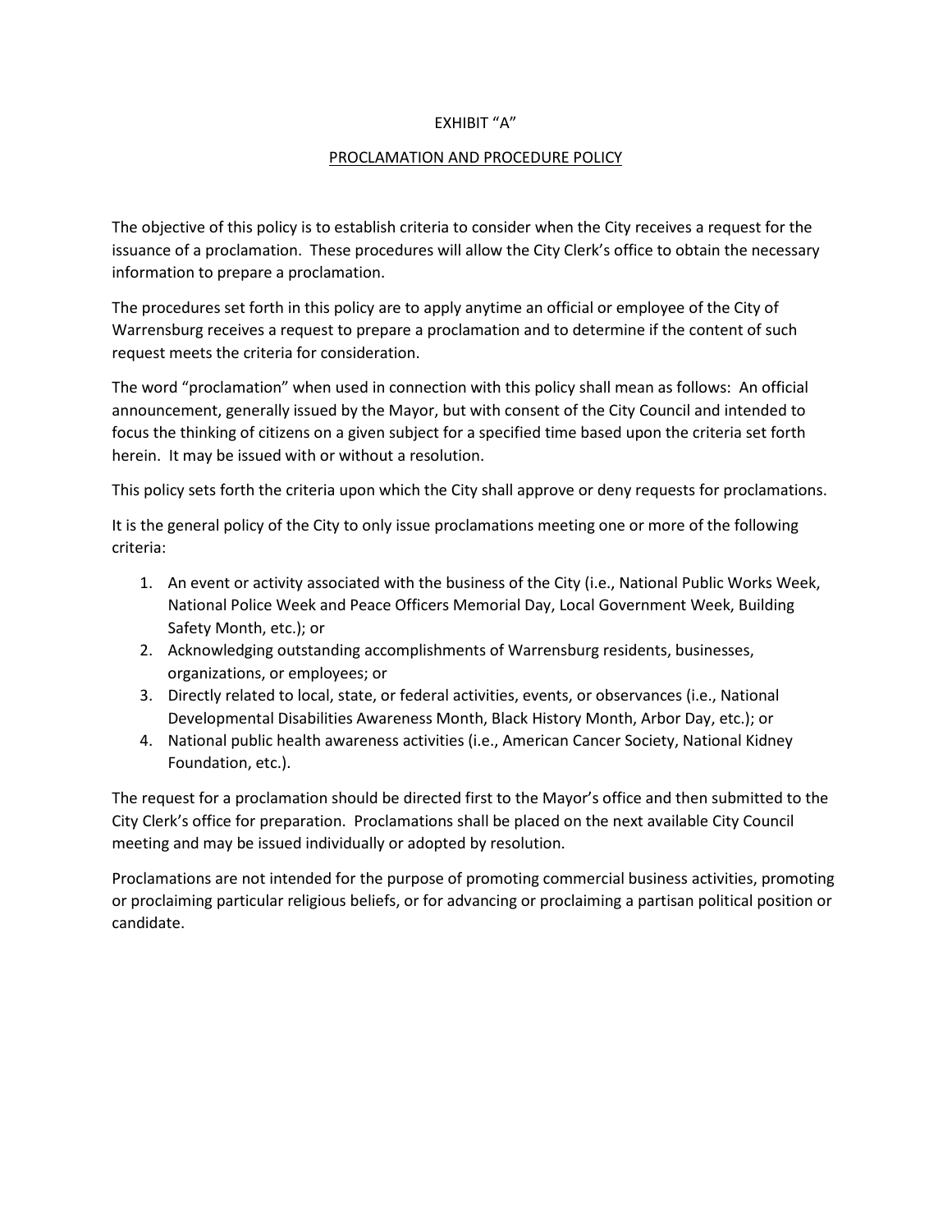# EXHIBIT "A"

## PROCLAMATION AND PROCEDURE POLICY

The objective of this policy is to establish criteria to consider when the City receives a request for the issuance of a proclamation. These procedures will allow the City Clerk's office to obtain the necessary information to prepare a proclamation.

The procedures set forth in this policy are to apply anytime an official or employee of the City of Warrensburg receives a request to prepare a proclamation and to determine if the content of such request meets the criteria for consideration.

The word "proclamation" when used in connection with this policy shall mean as follows: An official announcement, generally issued by the Mayor, but with consent of the City Council and intended to focus the thinking of citizens on a given subject for a specified time based upon the criteria set forth herein. It may be issued with or without a resolution.

This policy sets forth the criteria upon which the City shall approve or deny requests for proclamations.

It is the general policy of the City to only issue proclamations meeting one or more of the following criteria:

1. An event or activity associated with the business of the City (i.e., National Public Works Week, National Police Week and Peace Officers Memorial Day, Local Government Week, Building Safety Month, etc.); or
2. Acknowledging outstanding accomplishments of Warrensburg residents, businesses, organizations, or employees; or
3. Directly related to local, state, or federal activities, events, or observances (i.e., National Developmental Disabilities Awareness Month, Black History Month, Arbor Day, etc.); or
4. National public health awareness activities (i.e., American Cancer Society, National Kidney Foundation, etc.).

The request for a proclamation should be directed first to the Mayor's office and then submitted to the City Clerk's office for preparation. Proclamations shall be placed on the next available City Council meeting and may be issued individually or adopted by resolution.

Proclamations are not intended for the purpose of promoting commercial business activities, promoting or proclaiming particular religious beliefs, or for advancing or proclaiming a partisan political position or candidate.